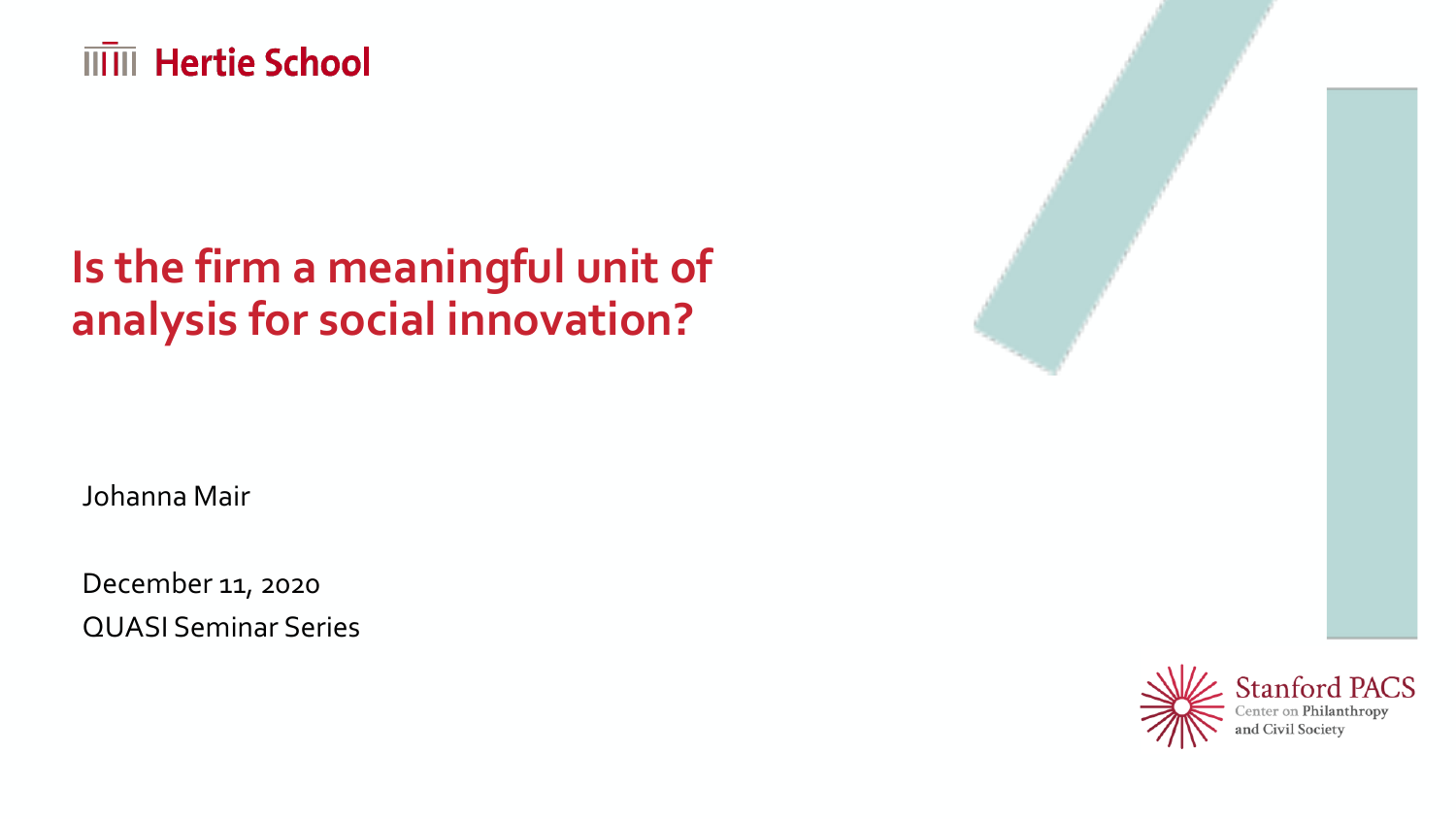Hertie School

# Is the firm a meaningful unit of analysis for social innovation?

Johanna Mair

December 11, 2020
QUASI Seminar Series

Stanford PACS
Center on Philanthropy and Civil Society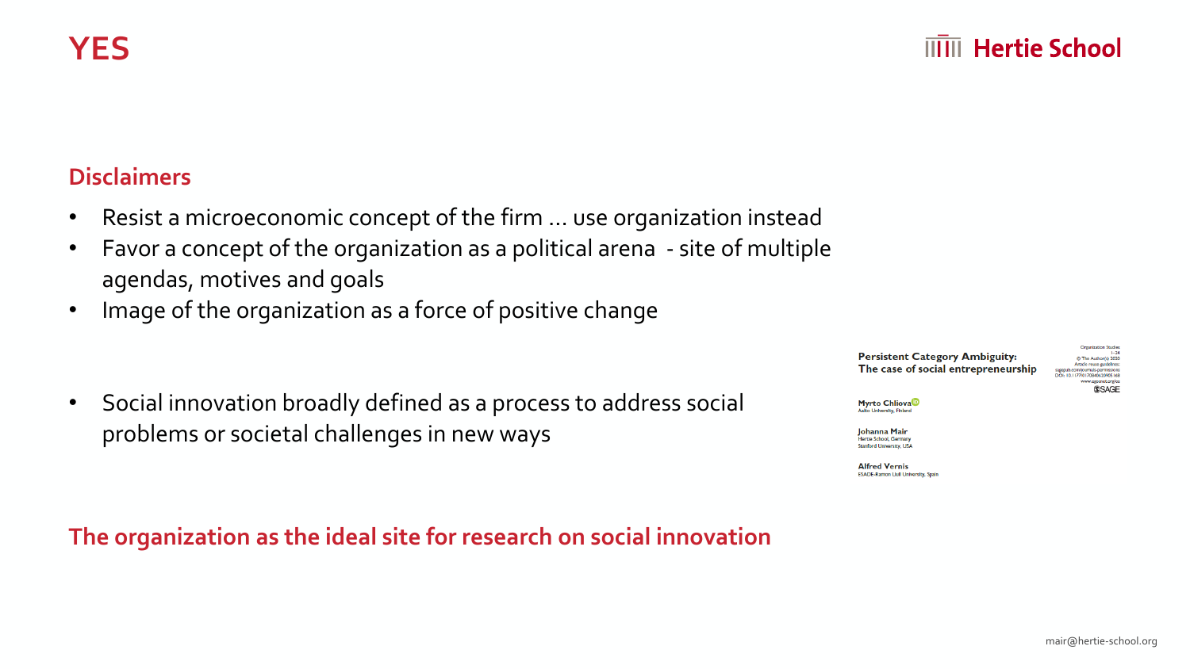# YES

## Disclaimers

- Resist a microeconomic concept of the firm … use organization instead
- Favor a concept of the organization as a political arena - site of multiple agendas, motives and goals
- Image of the organization as a force of positive change

- Social innovation broadly defined as a process to address social problems or societal challenges in new ways

**Persistent Category Ambiguity: The case of social entrepreneurship**

Organization Studies
1–24
© The Author(s) 2020
Article reuse guidelines: sagepub.com/journals-permissions
DOI: 10.1177/0170840619905168
www.egosnet.org/os
SAGE

**Myrto Chliova**
Aalto University, Finland

**Johanna Mair**
Hertie School, Germany
Stanford University, USA

**Alfred Vernis**
ESADE-Ramon Llull University, Spain

**The organization as the ideal site for research on social innovation**

mair@hertie-school.org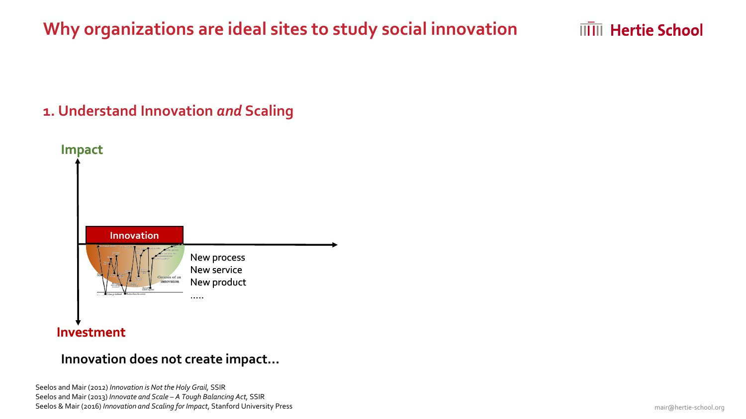# Why organizations are ideal sites to study social innovation

## 1. Understand Innovation *and* Scaling

Impact

Innovation

New process
New service
New product
.....

Investment

**Innovation does not create impact…**

Seelos and Mair (2012) *Innovation is Not the Holy Grail*, SSIR
Seelos and Mair (2013) *Innovate and Scale – A Tough Balancing Act*, SSIR
Seelos & Mair (2016) *Innovation and Scaling for Impact*, Stanford University Press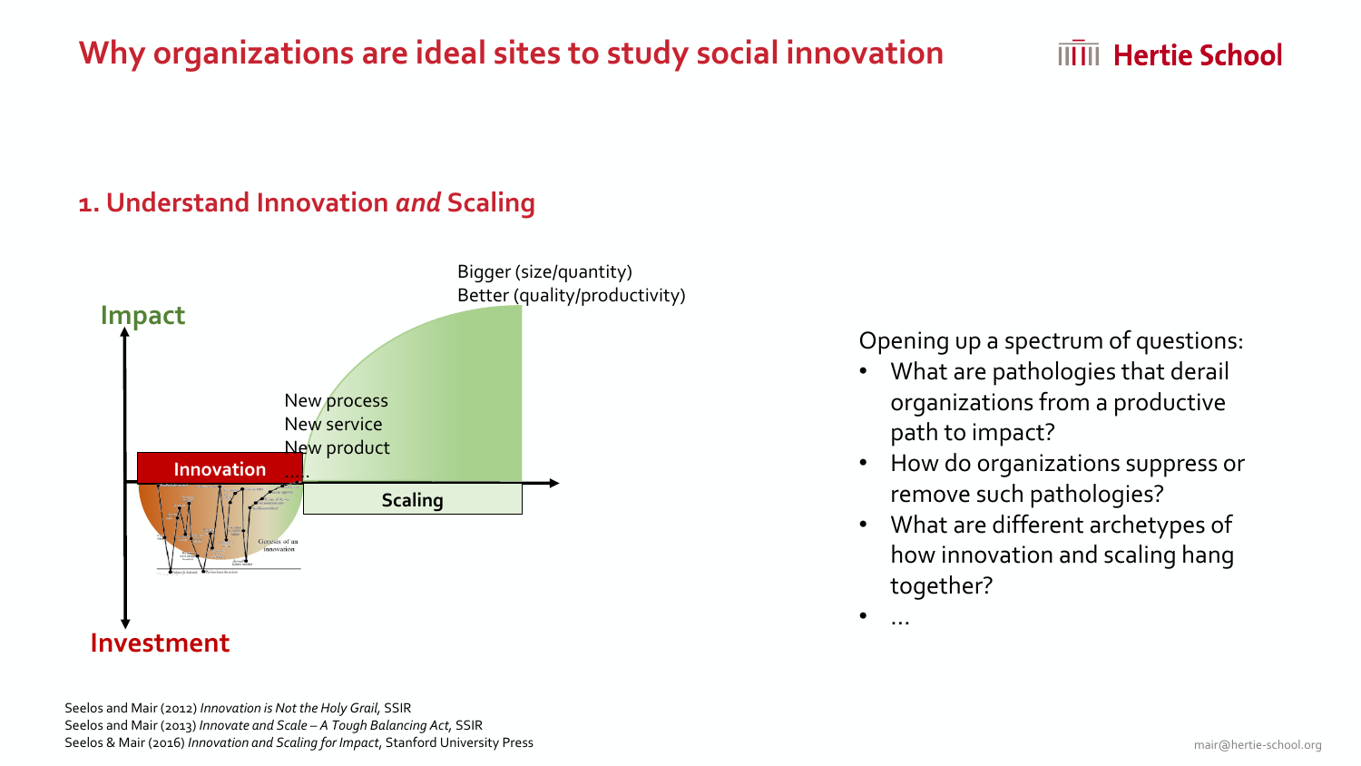# Why organizations are ideal sites to study social innovation

## 1. Understand Innovation *and* Scaling

Impact

Investment

Innovation

Scaling

New process
New service
New product
....

Bigger (size/quantity)
Better (quality/productivity)

Opening up a spectrum of questions:

- What are pathologies that derail organizations from a productive path to impact?
- How do organizations suppress or remove such pathologies?
- What are different archetypes of how innovation and scaling hang together?
- ...

Seelos and Mair (2012) *Innovation is Not the Holy Grail*, SSIR
Seelos and Mair (2013) *Innovate and Scale – A Tough Balancing Act*, SSIR
Seelos & Mair (2016) *Innovation and Scaling for Impact*, Stanford University Press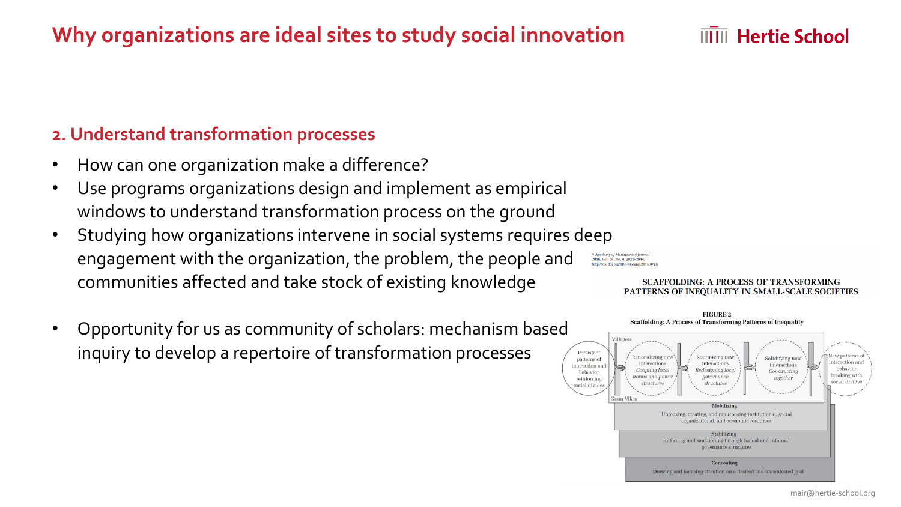# Why organizations are ideal sites to study social innovation

## 2. Understand transformation processes

- How can one organization make a difference?
- Use programs organizations design and implement as empirical windows to understand transformation process on the ground
- Studying how organizations intervene in social systems requires deep engagement with the organization, the problem, the people and communities affected and take stock of existing knowledge
- Opportunity for us as community of scholars: mechanism based inquiry to develop a repertoire of transformation processes

© Academy of Management Journal
2016, Vol. 59, No. 6, 2021–2044.
http://dx.doi.org/10.5465/amj.2015.0725

SCAFFOLDING: A PROCESS OF TRANSFORMING PATTERNS OF INEQUALITY IN SMALL-SCALE SOCIETIES

FIGURE 2
Scaffolding: A Process of Transforming Patterns of Inequality

Villagers

Persistent patterns of interaction and behavior reinforcing social divides

Rationalizing new interactions — *Coopting local norms and power structures*

Routinizing new interactions — *Redesigning local governance structures*

Solidifying new interactions — *Constructing together*

New patterns of interaction and behavior breaking with social divides

Gram Vikas

**Mobilizing**
Unlocking, creating, and repurposing institutional, social organizational, and economic resources

**Stabilizing**
Enforcing and sanctioning through formal and informal governance structures

**Concealing**
Drawing and focusing attention on a desired and uncontested goal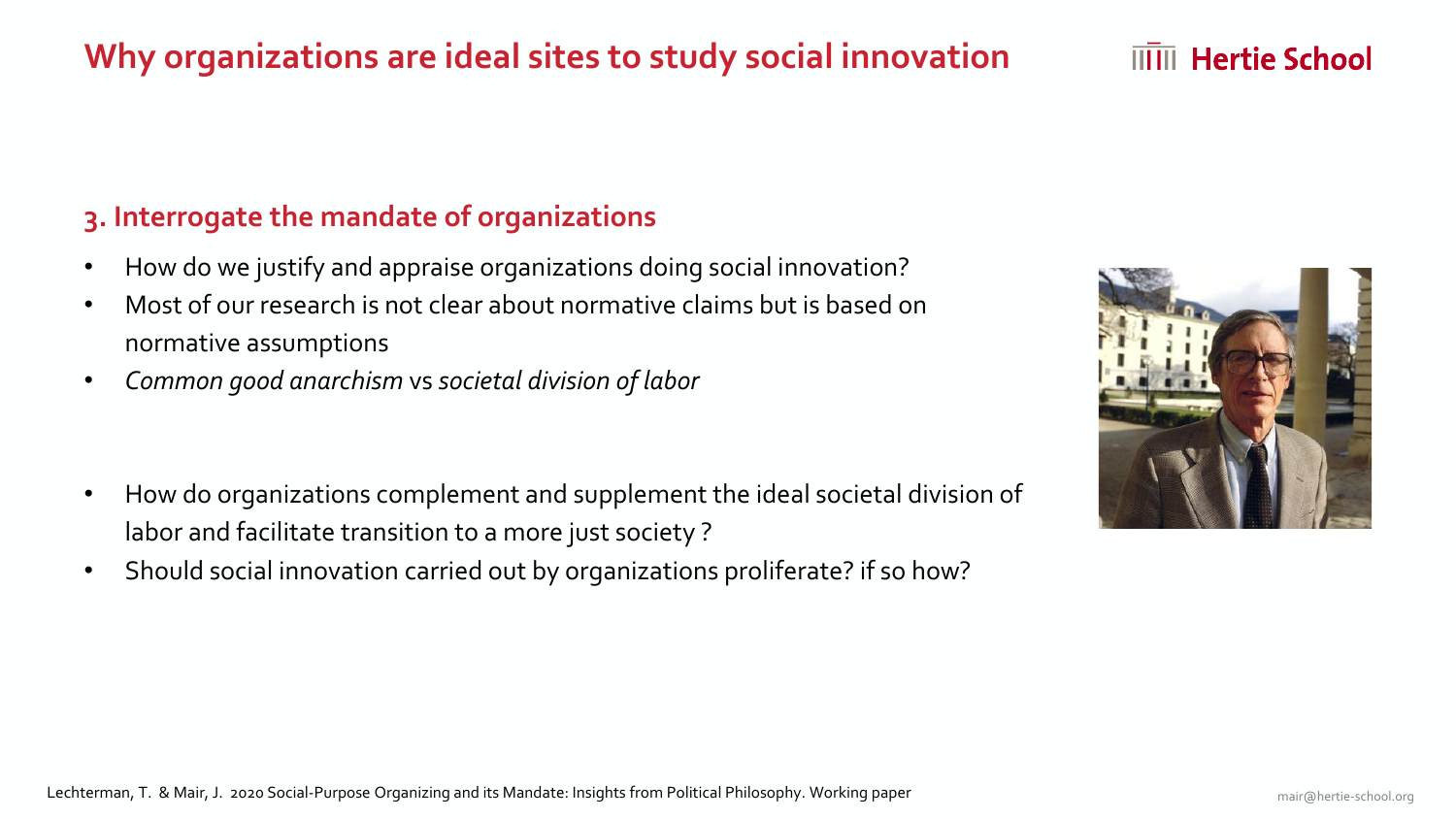# Why organizations are ideal sites to study social innovation

## 3. Interrogate the mandate of organizations

- How do we justify and appraise organizations doing social innovation?
- Most of our research is not clear about normative claims but is based on normative assumptions
- *Common good anarchism* vs *societal division of labor*

- How do organizations complement and supplement the ideal societal division of labor and facilitate transition to a more just society ?
- Should social innovation carried out by organizations proliferate? if so how?

Lechterman, T. & Mair, J. 2020 Social-Purpose Organizing and its Mandate: Insights from Political Philosophy. Working paper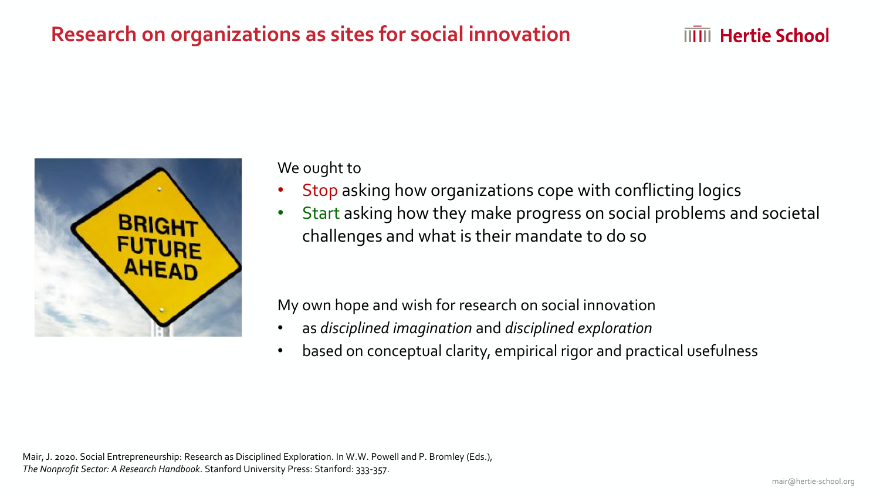# Research on organizations as sites for social innovation

We ought to

- Stop asking how organizations cope with conflicting logics
- Start asking how they make progress on social problems and societal challenges and what is their mandate to do so

My own hope and wish for research on social innovation

- as *disciplined imagination* and *disciplined exploration*
- based on conceptual clarity, empirical rigor and practical usefulness

Mair, J. 2020. Social Entrepreneurship: Research as Disciplined Exploration. In W.W. Powell and P. Bromley (Eds.), *The Nonprofit Sector: A Research Handbook*. Stanford University Press: Stanford: 333-357.